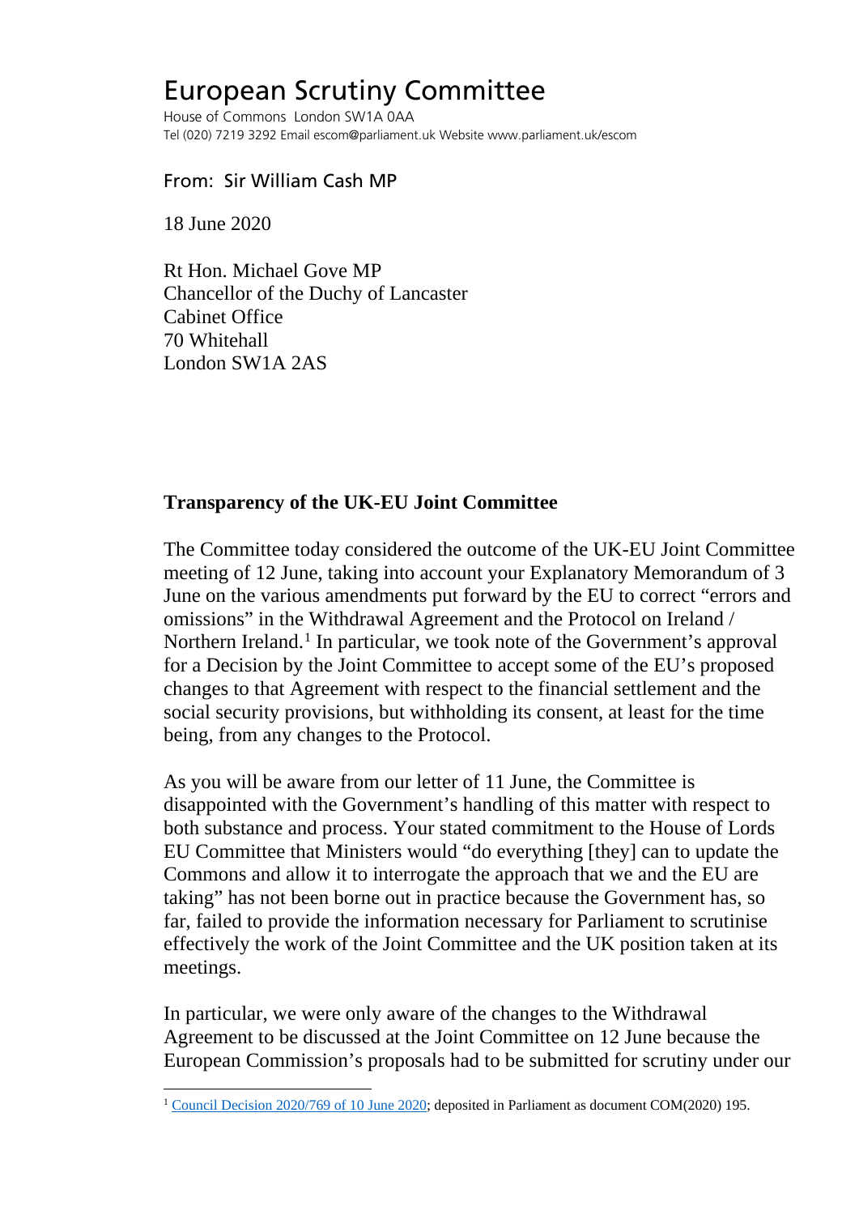# European Scrutiny Committee

House of Commons London SW1A 0AA
Tel (020) 7219 3292 Email escom@parliament.uk Website www.parliament.uk/escom

From: Sir William Cash MP

18 June 2020

Rt Hon. Michael Gove MP
Chancellor of the Duchy of Lancaster
Cabinet Office
70 Whitehall
London SW1A 2AS

**Transparency of the UK-EU Joint Committee**

The Committee today considered the outcome of the UK-EU Joint Committee meeting of 12 June, taking into account your Explanatory Memorandum of 3 June on the various amendments put forward by the EU to correct "errors and omissions" in the Withdrawal Agreement and the Protocol on Ireland / Northern Ireland.[1] In particular, we took note of the Government's approval for a Decision by the Joint Committee to accept some of the EU's proposed changes to that Agreement with respect to the financial settlement and the social security provisions, but withholding its consent, at least for the time being, from any changes to the Protocol.

As you will be aware from our letter of 11 June, the Committee is disappointed with the Government's handling of this matter with respect to both substance and process. Your stated commitment to the House of Lords EU Committee that Ministers would "do everything [they] can to update the Commons and allow it to interrogate the approach that we and the EU are taking" has not been borne out in practice because the Government has, so far, failed to provide the information necessary for Parliament to scrutinise effectively the work of the Joint Committee and the UK position taken at its meetings.

In particular, we were only aware of the changes to the Withdrawal Agreement to be discussed at the Joint Committee on 12 June because the European Commission's proposals had to be submitted for scrutiny under our

[1] Council Decision 2020/769 of 10 June 2020; deposited in Parliament as document COM(2020) 195.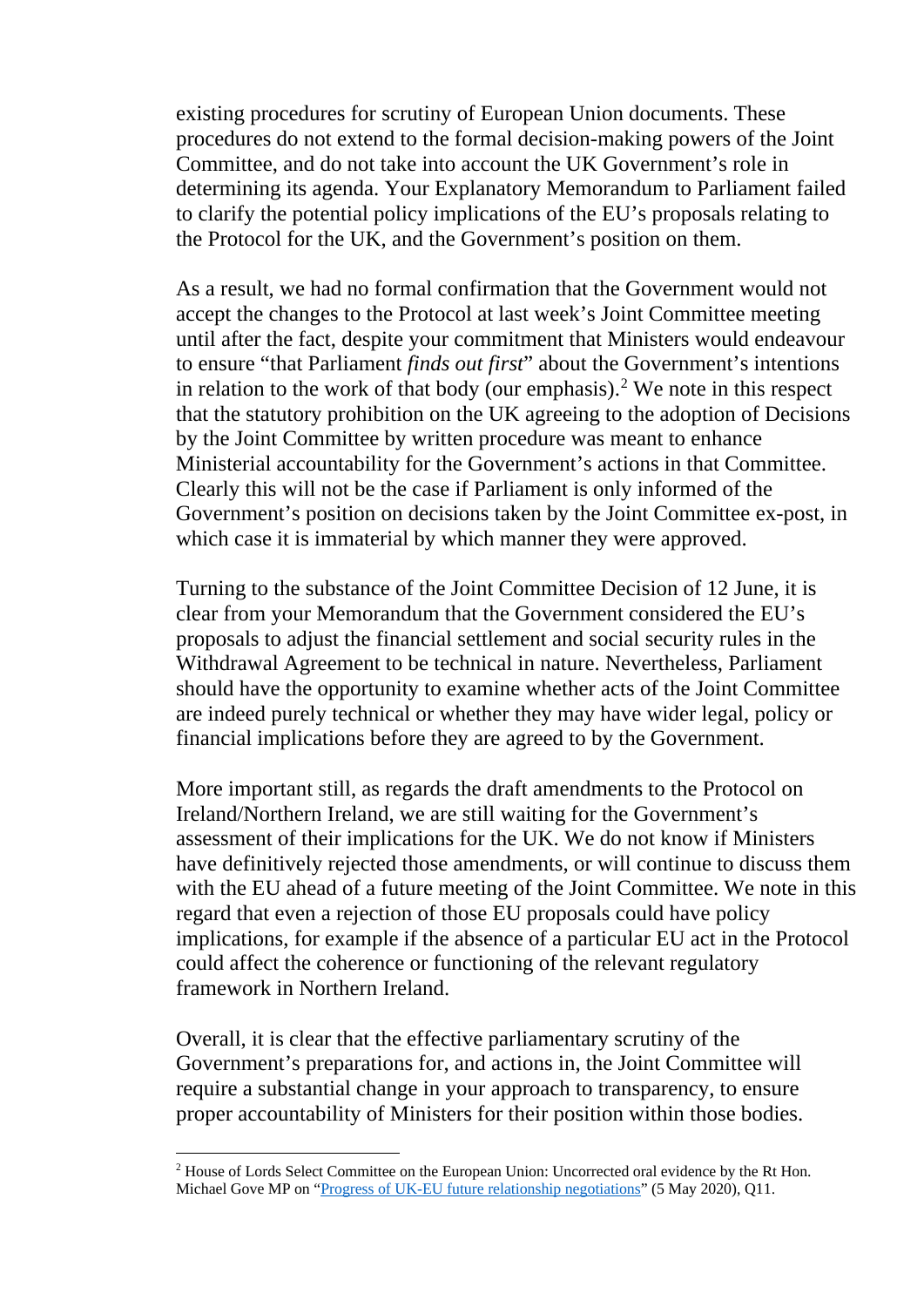existing procedures for scrutiny of European Union documents. These procedures do not extend to the formal decision-making powers of the Joint Committee, and do not take into account the UK Government's role in determining its agenda. Your Explanatory Memorandum to Parliament failed to clarify the potential policy implications of the EU's proposals relating to the Protocol for the UK, and the Government's position on them.

As a result, we had no formal confirmation that the Government would not accept the changes to the Protocol at last week's Joint Committee meeting until after the fact, despite your commitment that Ministers would endeavour to ensure "that Parliament *finds out first*" about the Government's intentions in relation to the work of that body (our emphasis).[2] We note in this respect that the statutory prohibition on the UK agreeing to the adoption of Decisions by the Joint Committee by written procedure was meant to enhance Ministerial accountability for the Government's actions in that Committee. Clearly this will not be the case if Parliament is only informed of the Government's position on decisions taken by the Joint Committee ex-post, in which case it is immaterial by which manner they were approved.

Turning to the substance of the Joint Committee Decision of 12 June, it is clear from your Memorandum that the Government considered the EU's proposals to adjust the financial settlement and social security rules in the Withdrawal Agreement to be technical in nature. Nevertheless, Parliament should have the opportunity to examine whether acts of the Joint Committee are indeed purely technical or whether they may have wider legal, policy or financial implications before they are agreed to by the Government.

More important still, as regards the draft amendments to the Protocol on Ireland/Northern Ireland, we are still waiting for the Government's assessment of their implications for the UK. We do not know if Ministers have definitively rejected those amendments, or will continue to discuss them with the EU ahead of a future meeting of the Joint Committee. We note in this regard that even a rejection of those EU proposals could have policy implications, for example if the absence of a particular EU act in the Protocol could affect the coherence or functioning of the relevant regulatory framework in Northern Ireland.

Overall, it is clear that the effective parliamentary scrutiny of the Government's preparations for, and actions in, the Joint Committee will require a substantial change in your approach to transparency, to ensure proper accountability of Ministers for their position within those bodies.

---

[2] House of Lords Select Committee on the European Union: Uncorrected oral evidence by the Rt Hon. Michael Gove MP on "[Progress of UK-EU future relationship negotiations]" (5 May 2020), Q11.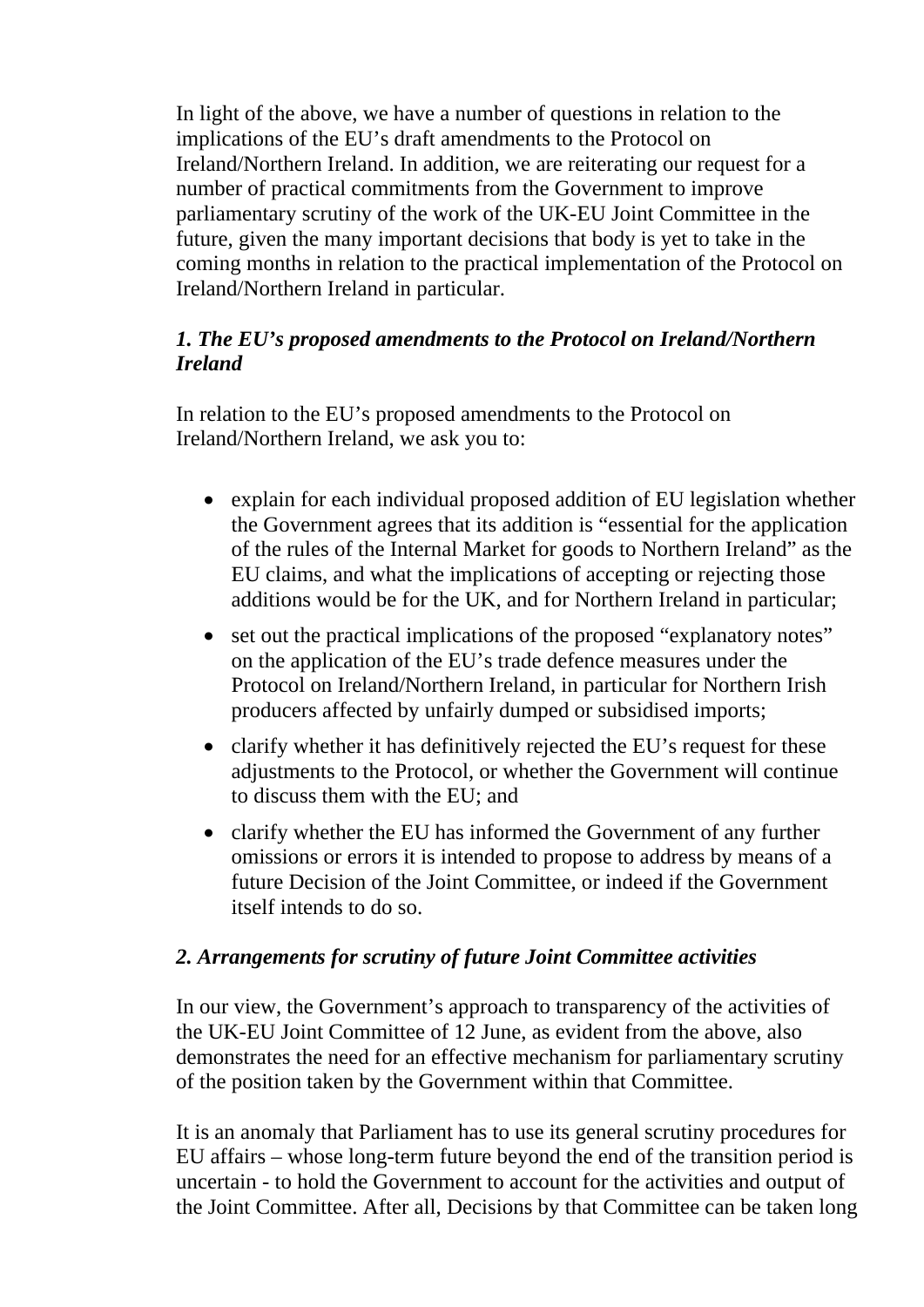In light of the above, we have a number of questions in relation to the implications of the EU's draft amendments to the Protocol on Ireland/Northern Ireland. In addition, we are reiterating our request for a number of practical commitments from the Government to improve parliamentary scrutiny of the work of the UK-EU Joint Committee in the future, given the many important decisions that body is yet to take in the coming months in relation to the practical implementation of the Protocol on Ireland/Northern Ireland in particular.

***1. The EU's proposed amendments to the Protocol on Ireland/Northern Ireland***

In relation to the EU's proposed amendments to the Protocol on Ireland/Northern Ireland, we ask you to:

- explain for each individual proposed addition of EU legislation whether the Government agrees that its addition is "essential for the application of the rules of the Internal Market for goods to Northern Ireland" as the EU claims, and what the implications of accepting or rejecting those additions would be for the UK, and for Northern Ireland in particular;
- set out the practical implications of the proposed "explanatory notes" on the application of the EU's trade defence measures under the Protocol on Ireland/Northern Ireland, in particular for Northern Irish producers affected by unfairly dumped or subsidised imports;
- clarify whether it has definitively rejected the EU's request for these adjustments to the Protocol, or whether the Government will continue to discuss them with the EU; and
- clarify whether the EU has informed the Government of any further omissions or errors it is intended to propose to address by means of a future Decision of the Joint Committee, or indeed if the Government itself intends to do so.

***2. Arrangements for scrutiny of future Joint Committee activities***

In our view, the Government's approach to transparency of the activities of the UK-EU Joint Committee of 12 June, as evident from the above, also demonstrates the need for an effective mechanism for parliamentary scrutiny of the position taken by the Government within that Committee.

It is an anomaly that Parliament has to use its general scrutiny procedures for EU affairs – whose long-term future beyond the end of the transition period is uncertain - to hold the Government to account for the activities and output of the Joint Committee. After all, Decisions by that Committee can be taken long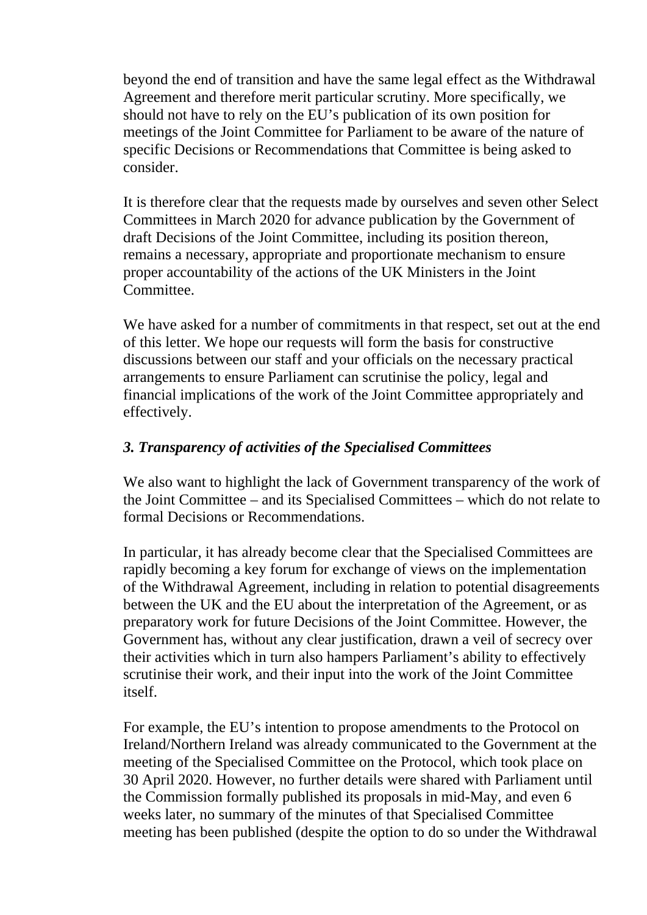beyond the end of transition and have the same legal effect as the Withdrawal Agreement and therefore merit particular scrutiny. More specifically, we should not have to rely on the EU's publication of its own position for meetings of the Joint Committee for Parliament to be aware of the nature of specific Decisions or Recommendations that Committee is being asked to consider.

It is therefore clear that the requests made by ourselves and seven other Select Committees in March 2020 for advance publication by the Government of draft Decisions of the Joint Committee, including its position thereon, remains a necessary, appropriate and proportionate mechanism to ensure proper accountability of the actions of the UK Ministers in the Joint Committee.

We have asked for a number of commitments in that respect, set out at the end of this letter. We hope our requests will form the basis for constructive discussions between our staff and your officials on the necessary practical arrangements to ensure Parliament can scrutinise the policy, legal and financial implications of the work of the Joint Committee appropriately and effectively.

### *3. Transparency of activities of the Specialised Committees*

We also want to highlight the lack of Government transparency of the work of the Joint Committee – and its Specialised Committees – which do not relate to formal Decisions or Recommendations.

In particular, it has already become clear that the Specialised Committees are rapidly becoming a key forum for exchange of views on the implementation of the Withdrawal Agreement, including in relation to potential disagreements between the UK and the EU about the interpretation of the Agreement, or as preparatory work for future Decisions of the Joint Committee. However, the Government has, without any clear justification, drawn a veil of secrecy over their activities which in turn also hampers Parliament's ability to effectively scrutinise their work, and their input into the work of the Joint Committee itself.

For example, the EU's intention to propose amendments to the Protocol on Ireland/Northern Ireland was already communicated to the Government at the meeting of the Specialised Committee on the Protocol, which took place on 30 April 2020. However, no further details were shared with Parliament until the Commission formally published its proposals in mid-May, and even 6 weeks later, no summary of the minutes of that Specialised Committee meeting has been published (despite the option to do so under the Withdrawal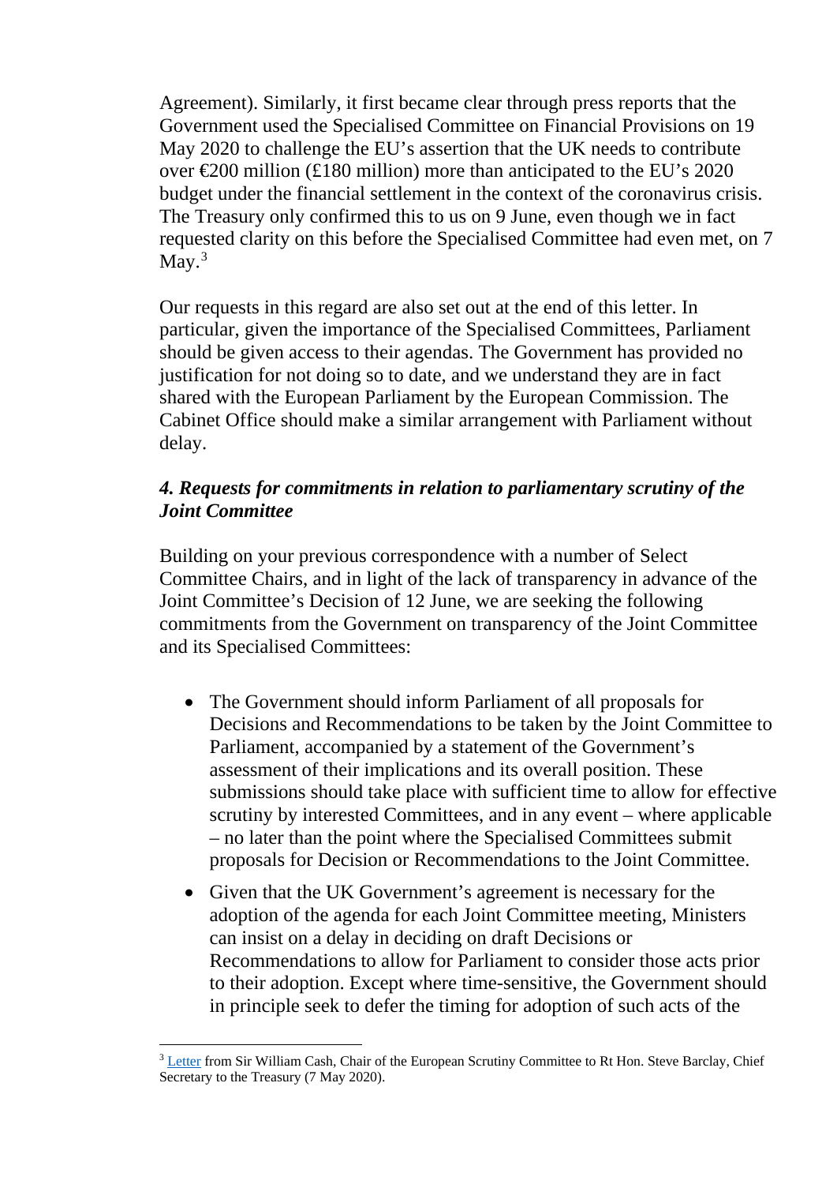Agreement). Similarly, it first became clear through press reports that the Government used the Specialised Committee on Financial Provisions on 19 May 2020 to challenge the EU's assertion that the UK needs to contribute over €200 million (£180 million) more than anticipated to the EU's 2020 budget under the financial settlement in the context of the coronavirus crisis. The Treasury only confirmed this to us on 9 June, even though we in fact requested clarity on this before the Specialised Committee had even met, on 7 May.[3]

Our requests in this regard are also set out at the end of this letter. In particular, given the importance of the Specialised Committees, Parliament should be given access to their agendas. The Government has provided no justification for not doing so to date, and we understand they are in fact shared with the European Parliament by the European Commission. The Cabinet Office should make a similar arrangement with Parliament without delay.

### *4. Requests for commitments in relation to parliamentary scrutiny of the Joint Committee*

Building on your previous correspondence with a number of Select Committee Chairs, and in light of the lack of transparency in advance of the Joint Committee's Decision of 12 June, we are seeking the following commitments from the Government on transparency of the Joint Committee and its Specialised Committees:

- The Government should inform Parliament of all proposals for Decisions and Recommendations to be taken by the Joint Committee to Parliament, accompanied by a statement of the Government's assessment of their implications and its overall position. These submissions should take place with sufficient time to allow for effective scrutiny by interested Committees, and in any event – where applicable – no later than the point where the Specialised Committees submit proposals for Decision or Recommendations to the Joint Committee.
- Given that the UK Government's agreement is necessary for the adoption of the agenda for each Joint Committee meeting, Ministers can insist on a delay in deciding on draft Decisions or Recommendations to allow for Parliament to consider those acts prior to their adoption. Except where time-sensitive, the Government should in principle seek to defer the timing for adoption of such acts of the

[3] Letter from Sir William Cash, Chair of the European Scrutiny Committee to Rt Hon. Steve Barclay, Chief Secretary to the Treasury (7 May 2020).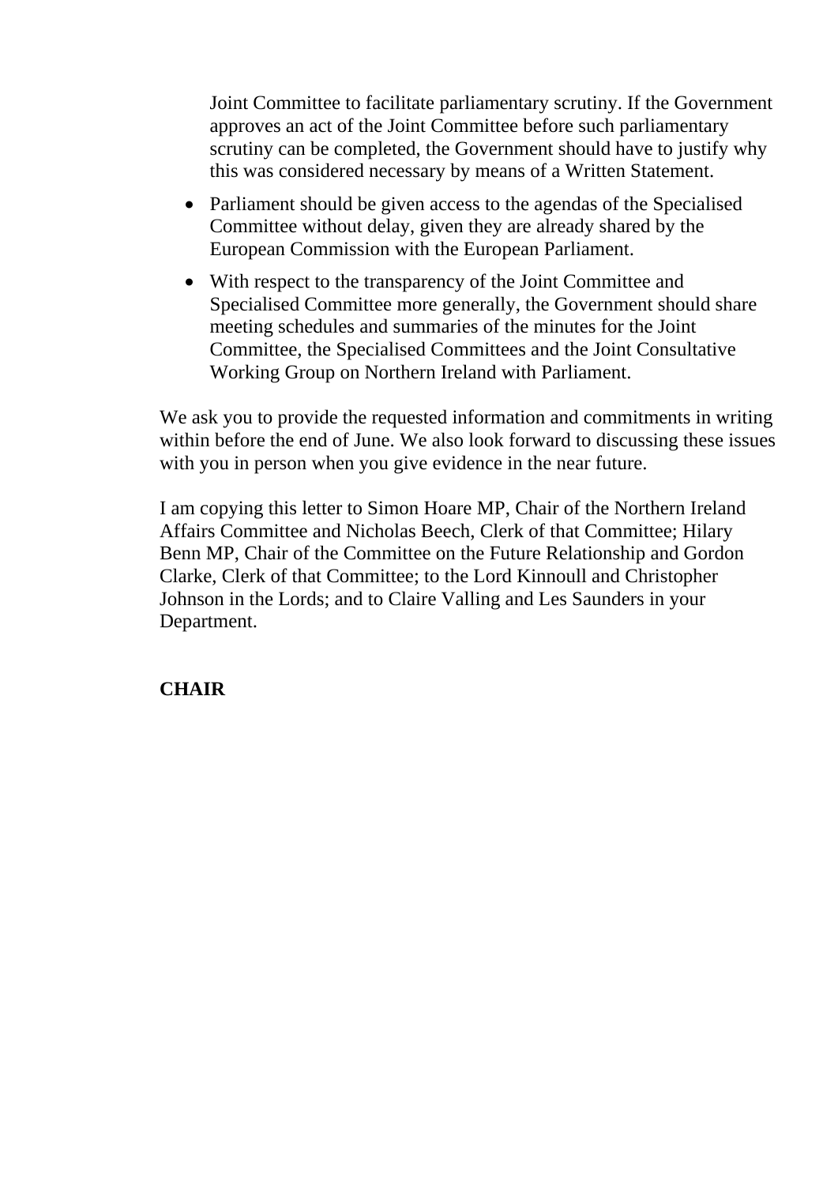Joint Committee to facilitate parliamentary scrutiny. If the Government approves an act of the Joint Committee before such parliamentary scrutiny can be completed, the Government should have to justify why this was considered necessary by means of a Written Statement.

- Parliament should be given access to the agendas of the Specialised Committee without delay, given they are already shared by the European Commission with the European Parliament.
- With respect to the transparency of the Joint Committee and Specialised Committee more generally, the Government should share meeting schedules and summaries of the minutes for the Joint Committee, the Specialised Committees and the Joint Consultative Working Group on Northern Ireland with Parliament.

We ask you to provide the requested information and commitments in writing within before the end of June. We also look forward to discussing these issues with you in person when you give evidence in the near future.

I am copying this letter to Simon Hoare MP, Chair of the Northern Ireland Affairs Committee and Nicholas Beech, Clerk of that Committee; Hilary Benn MP, Chair of the Committee on the Future Relationship and Gordon Clarke, Clerk of that Committee; to the Lord Kinnoull and Christopher Johnson in the Lords; and to Claire Valling and Les Saunders in your Department.

**CHAIR**